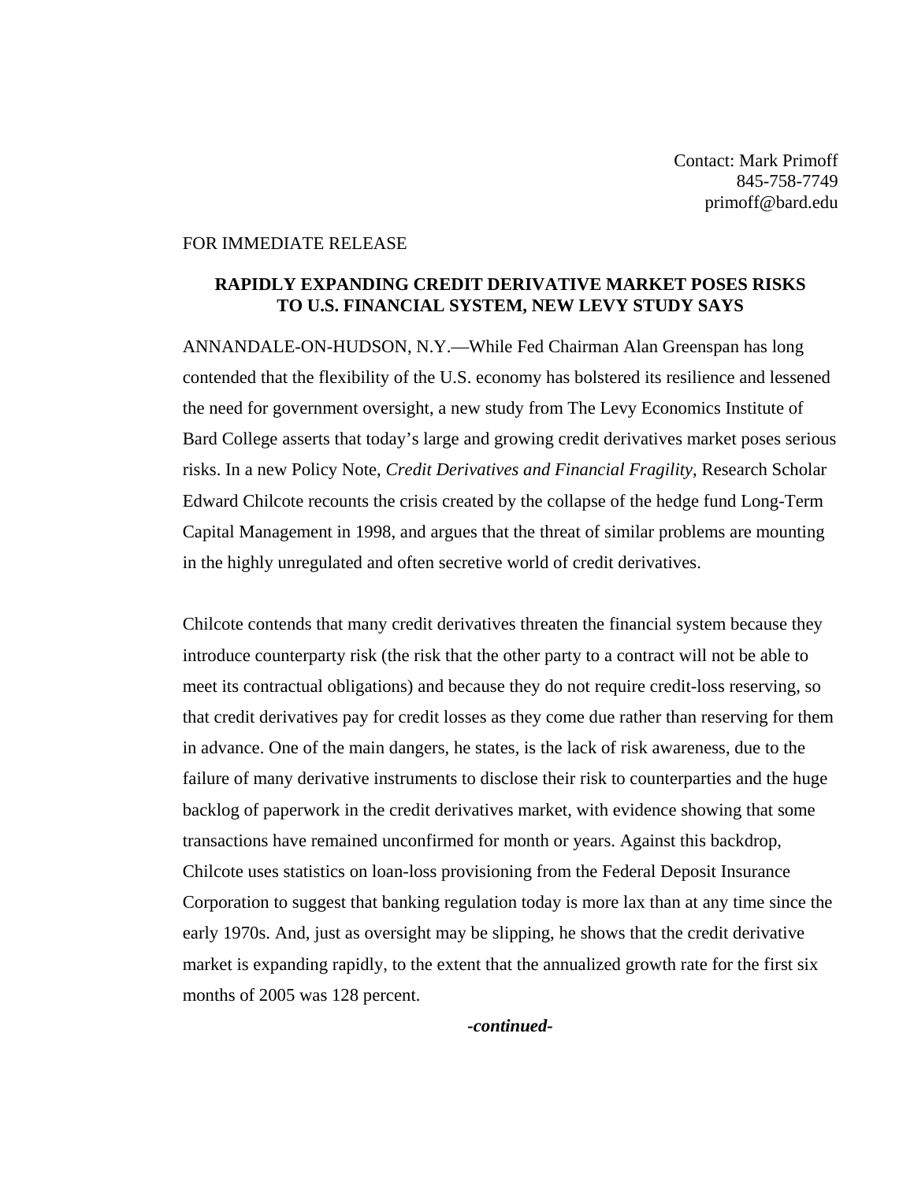Contact: Mark Primoff
845-758-7749
primoff@bard.edu

FOR IMMEDIATE RELEASE

**RAPIDLY EXPANDING CREDIT DERIVATIVE MARKET POSES RISKS TO U.S. FINANCIAL SYSTEM, NEW LEVY STUDY SAYS**

ANNANDALE-ON-HUDSON, N.Y.—While Fed Chairman Alan Greenspan has long contended that the flexibility of the U.S. economy has bolstered its resilience and lessened the need for government oversight, a new study from The Levy Economics Institute of Bard College asserts that today's large and growing credit derivatives market poses serious risks. In a new Policy Note, *Credit Derivatives and Financial Fragility*, Research Scholar Edward Chilcote recounts the crisis created by the collapse of the hedge fund Long-Term Capital Management in 1998, and argues that the threat of similar problems are mounting in the highly unregulated and often secretive world of credit derivatives.

Chilcote contends that many credit derivatives threaten the financial system because they introduce counterparty risk (the risk that the other party to a contract will not be able to meet its contractual obligations) and because they do not require credit-loss reserving, so that credit derivatives pay for credit losses as they come due rather than reserving for them in advance. One of the main dangers, he states, is the lack of risk awareness, due to the failure of many derivative instruments to disclose their risk to counterparties and the huge backlog of paperwork in the credit derivatives market, with evidence showing that some transactions have remained unconfirmed for month or years. Against this backdrop, Chilcote uses statistics on loan-loss provisioning from the Federal Deposit Insurance Corporation to suggest that banking regulation today is more lax than at any time since the early 1970s. And, just as oversight may be slipping, he shows that the credit derivative market is expanding rapidly, to the extent that the annualized growth rate for the first six months of 2005 was 128 percent.

***-continued-***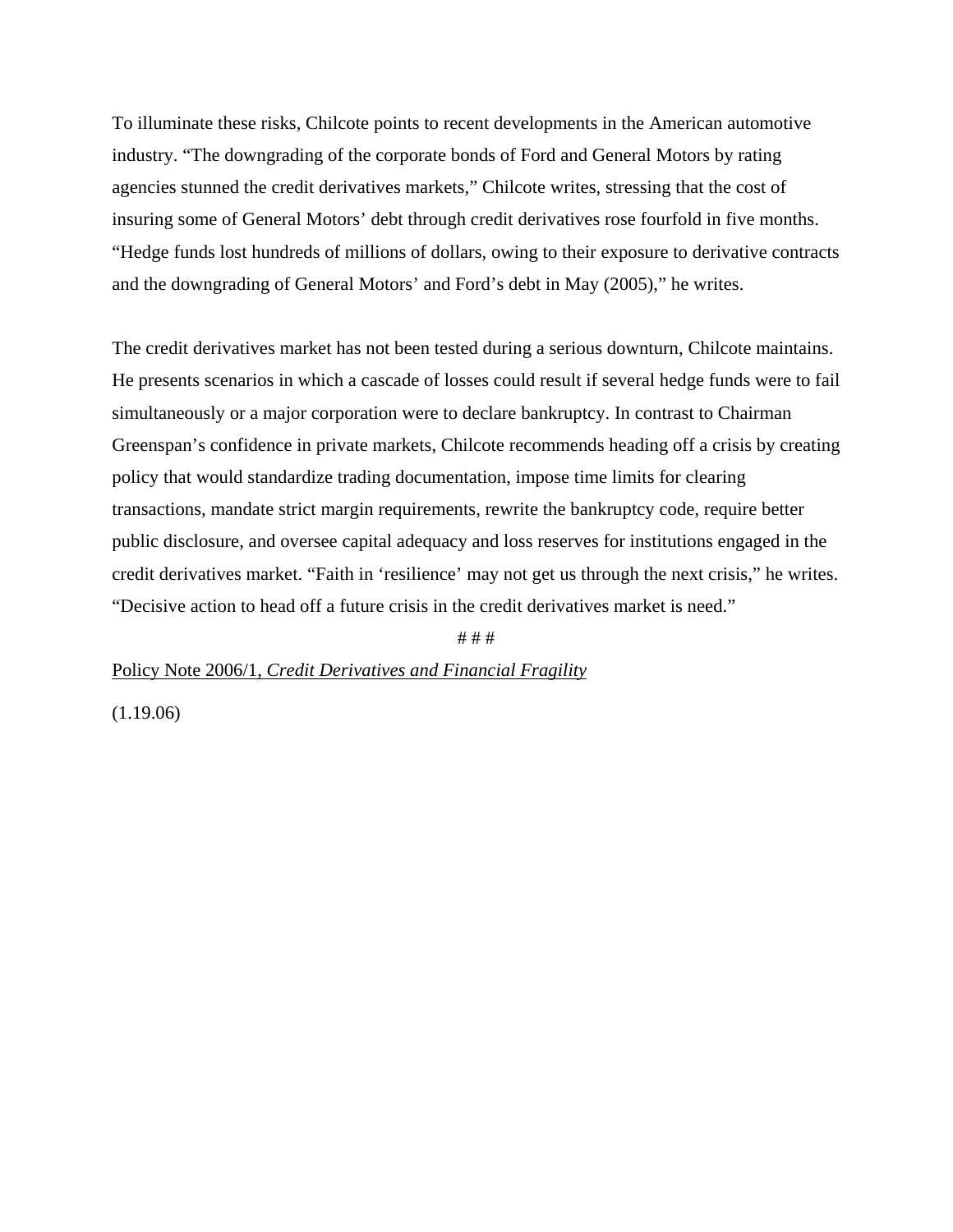To illuminate these risks, Chilcote points to recent developments in the American automotive industry. “The downgrading of the corporate bonds of Ford and General Motors by rating agencies stunned the credit derivatives markets,” Chilcote writes, stressing that the cost of insuring some of General Motors’ debt through credit derivatives rose fourfold in five months. “Hedge funds lost hundreds of millions of dollars, owing to their exposure to derivative contracts and the downgrading of General Motors’ and Ford’s debt in May (2005),” he writes.

The credit derivatives market has not been tested during a serious downturn, Chilcote maintains. He presents scenarios in which a cascade of losses could result if several hedge funds were to fail simultaneously or a major corporation were to declare bankruptcy. In contrast to Chairman Greenspan’s confidence in private markets, Chilcote recommends heading off a crisis by creating policy that would standardize trading documentation, impose time limits for clearing transactions, mandate strict margin requirements, rewrite the bankruptcy code, require better public disclosure, and oversee capital adequacy and loss reserves for institutions engaged in the credit derivatives market. “Faith in ‘resilience’ may not get us through the next crisis,” he writes. “Decisive action to head off a future crisis in the credit derivatives market is need.”

# # #

Policy Note 2006/1, *Credit Derivatives and Financial Fragility*

(1.19.06)